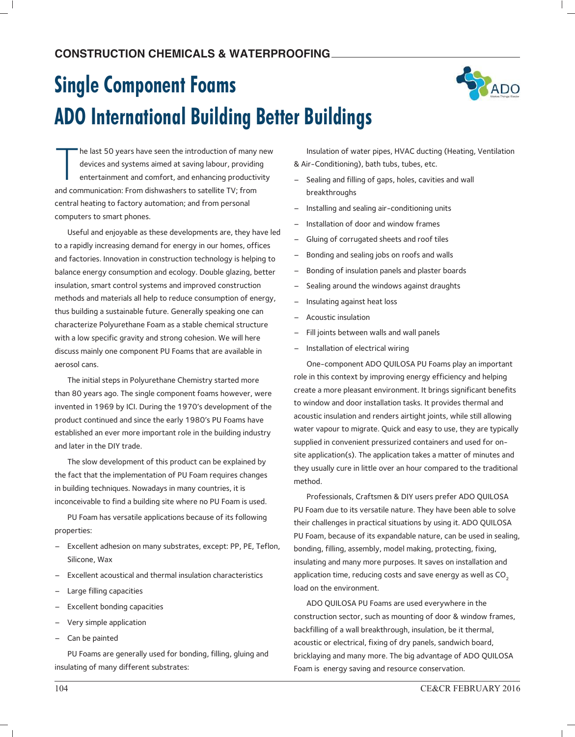# Single Component Foams ADO International Building Better Buildings

The last 50 years have seen the introduction of many new devices and systems aimed at saving labour, providing entertainment and comfort, and enhancing productivity and communication: From dishwashers to satellite TV; from central heating to factory automation; and from personal computers to smart phones.

Useful and enjoyable as these developments are, they have led to a rapidly increasing demand for energy in our homes, offices and factories. Innovation in construction technology is helping to balance energy consumption and ecology. Double glazing, better insulation, smart control systems and improved construction methods and materials all help to reduce consumption of energy, thus building a sustainable future. Generally speaking one can characterize Polyurethane Foam as a stable chemical structure with a low specific gravity and strong cohesion. We will here discuss mainly one component PU Foams that are available in aerosol cans.

The initial steps in Polyurethane Chemistry started more than 80 years ago. The single component foams however, were invented in 1969 by ICI. During the 1970's development of the product continued and since the early 1980's PU Foams have established an ever more important role in the building industry and later in the DIY trade.

The slow development of this product can be explained by the fact that the implementation of PU Foam requires changes in building techniques. Nowadays in many countries, it is inconceivable to find a building site where no PU Foam is used.

PU Foam has versatile applications because of its following properties:

- Excellent adhesion on many substrates, except: PP, PE, Teflon, Silicone, Wax
- Excellent acoustical and thermal insulation characteristics
- Large filling capacities
- Excellent bonding capacities
- Very simple application
- Can be painted

PU Foams are generally used for bonding, filling, gluing and insulating of many different substrates:

Insulation of water pipes, HVAC ducting (Heating, Ventilation & Air-Conditioning), bath tubs, tubes, etc.

- Sealing and filling of gaps, holes, cavities and wall breakthroughs
- Installing and sealing air-conditioning units
- Installation of door and window frames
- Gluing of corrugated sheets and roof tiles
- Bonding and sealing jobs on roofs and walls
- Bonding of insulation panels and plaster boards
- Sealing around the windows against draughts
- Insulating against heat loss
- Acoustic insulation
- Fill joints between walls and wall panels
- Installation of electrical wiring

One-component ADO QUILOSA PU Foams play an important role in this context by improving energy efficiency and helping create a more pleasant environment. It brings significant benefits to window and door installation tasks. It provides thermal and acoustic insulation and renders airtight joints, while still allowing water vapour to migrate. Quick and easy to use, they are typically supplied in convenient pressurized containers and used for on-site application(s). The application takes a matter of minutes and they usually cure in little over an hour compared to the traditional method.

Professionals, Craftsmen & DIY users prefer ADO QUILOSA PU Foam due to its versatile nature. They have been able to solve their challenges in practical situations by using it. ADO QUILOSA PU Foam, because of its expandable nature, can be used in sealing, bonding, filling, assembly, model making, protecting, fixing, insulating and many more purposes. It saves on installation and application time, reducing costs and save energy as well as $CO_2$ load on the environment.

ADO QUILOSA PU Foams are used everywhere in the construction sector, such as mounting of door & window frames, backfilling of a wall breakthrough, insulation, be it thermal, acoustic or electrical, fixing of dry panels, sandwich board, bricklaying and many more. The big advantage of ADO QUILOSA Foam is energy saving and resource conservation.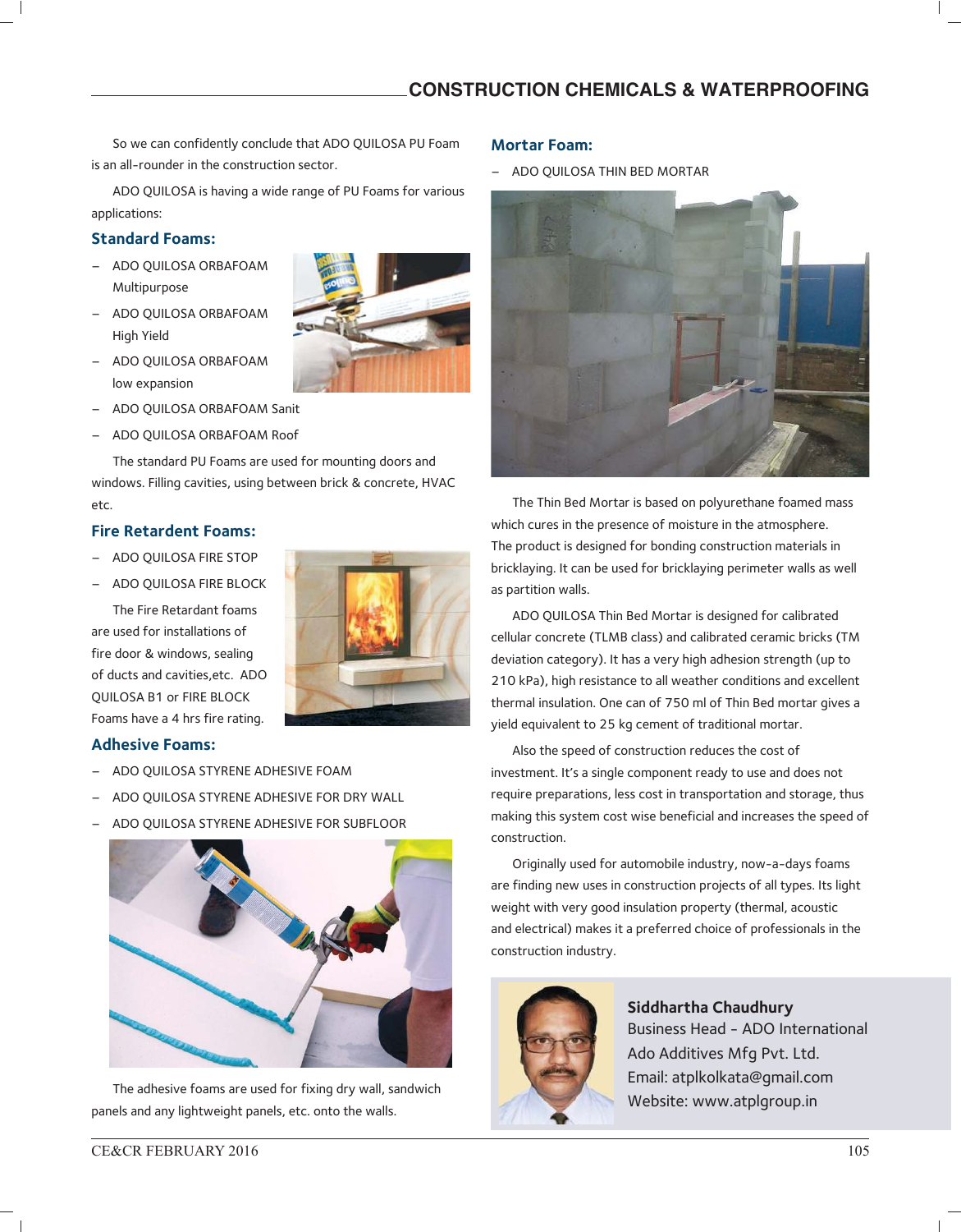So we can confidently conclude that ADO QUILOSA PU Foam is an all-rounder in the construction sector.

ADO QUILOSA is having a wide range of PU Foams for various applications:

### Standard Foams:

- ADO QUILOSA ORBAFOAM Multipurpose
- ADO QUILOSA ORBAFOAM High Yield
- ADO QUILOSA ORBAFOAM low expansion
- ADO QUILOSA ORBAFOAM Sanit
- ADO QUILOSA ORBAFOAM Roof

The standard PU Foams are used for mounting doors and windows. Filling cavities, using between brick & concrete, HVAC etc.

### Fire Retardent Foams:

- ADO QUILOSA FIRE STOP
- ADO QUILOSA FIRE BLOCK

The Fire Retardant foams are used for installations of fire door & windows, sealing of ducts and cavities,etc. ADO QUILOSA B1 or FIRE BLOCK Foams have a 4 hrs fire rating.

### Adhesive Foams:

- ADO QUILOSA STYRENE ADHESIVE FOAM
- ADO QUILOSA STYRENE ADHESIVE FOR DRY WALL
- ADO QUILOSA STYRENE ADHESIVE FOR SUBFLOOR

The adhesive foams are used for fixing dry wall, sandwich panels and any lightweight panels, etc. onto the walls.

### Mortar Foam:

- ADO QUILOSA THIN BED MORTAR

The Thin Bed Mortar is based on polyurethane foamed mass which cures in the presence of moisture in the atmosphere. The product is designed for bonding construction materials in bricklaying. It can be used for bricklaying perimeter walls as well as partition walls.

ADO QUILOSA Thin Bed Mortar is designed for calibrated cellular concrete (TLMB class) and calibrated ceramic bricks (TM deviation category). It has a very high adhesion strength (up to 210 kPa), high resistance to all weather conditions and excellent thermal insulation. One can of 750 ml of Thin Bed mortar gives a yield equivalent to 25 kg cement of traditional mortar.

Also the speed of construction reduces the cost of investment. It's a single component ready to use and does not require preparations, less cost in transportation and storage, thus making this system cost wise beneficial and increases the speed of construction.

Originally used for automobile industry, now-a-days foams are finding new uses in construction projects of all types. Its light weight with very good insulation property (thermal, acoustic and electrical) makes it a preferred choice of professionals in the construction industry.

**Siddhartha Chaudhury**
Business Head - ADO International
Ado Additives Mfg Pvt. Ltd.
Email: atplkolkata@gmail.com
Website: www.atplgroup.in